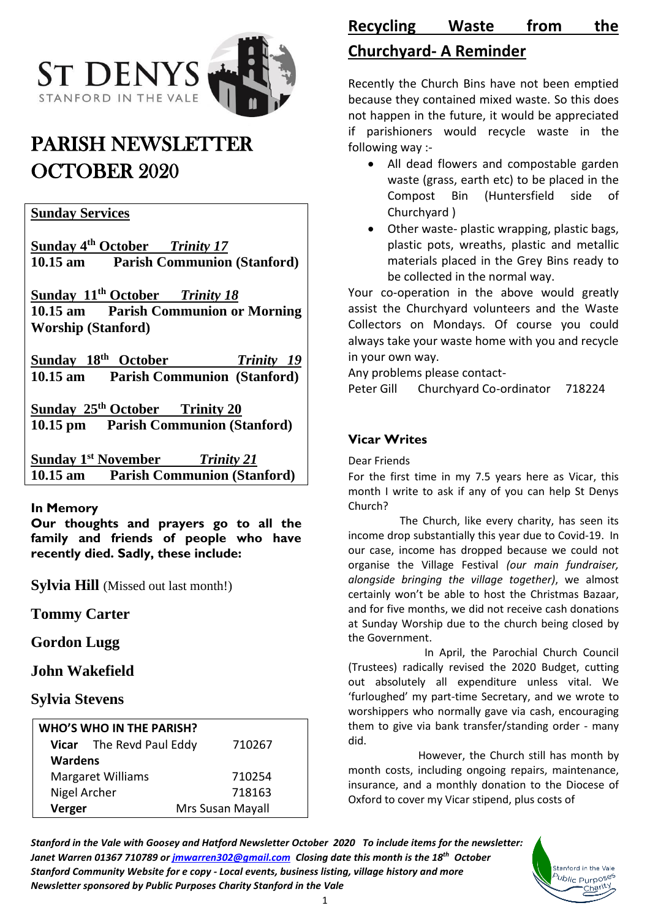ST DENYS
STANFORD IN THE VALE

# PARISH NEWSLETTER OCTOBER 2020

## Sunday Services

**Sunday 4th October** ***Trinity 17***
**10.15 am Parish Communion (Stanford)**

**Sunday 11th October** ***Trinity 18***
**10.15 am Parish Communion or Morning Worship (Stanford)**

**Sunday 18th October** ***Trinity 19***
**10.15 am Parish Communion (Stanford)**

**Sunday 25th October Trinity 20**
**10.15 pm Parish Communion (Stanford)**

**Sunday 1st November** ***Trinity 21***
**10.15 am Parish Communion (Stanford)**

### In Memory

**Our thoughts and prayers go to all the family and friends of people who have recently died. Sadly, these include:**

**Sylvia Hill** (Missed out last month!)

**Tommy Carter**

**Gordon Lugg**

**John Wakefield**

**Sylvia Stevens**

| WHO'S WHO IN THE PARISH? | |
|---|---|
| **Vicar** The Revd Paul Eddy | 710267 |
| **Wardens** | |
| Margaret Williams | 710254 |
| Nigel Archer | 718163 |
| **Verger** | Mrs Susan Mayall |

## Recycling Waste from the Churchyard- A Reminder

Recently the Church Bins have not been emptied because they contained mixed waste. So this does not happen in the future, it would be appreciated if parishioners would recycle waste in the following way :-

- All dead flowers and compostable garden waste (grass, earth etc) to be placed in the Compost Bin (Huntersfield side of Churchyard )
- Other waste- plastic wrapping, plastic bags, plastic pots, wreaths, plastic and metallic materials placed in the Grey Bins ready to be collected in the normal way.

Your co-operation in the above would greatly assist the Churchyard volunteers and the Waste Collectors on Mondays. Of course you could always take your waste home with you and recycle in your own way.

Any problems please contact-
Peter Gill Churchyard Co-ordinator 718224

## Vicar Writes

Dear Friends

For the first time in my 7.5 years here as Vicar, this month I write to ask if any of you can help St Denys Church?

The Church, like every charity, has seen its income drop substantially this year due to Covid-19. In our case, income has dropped because we could not organise the Village Festival *(our main fundraiser, alongside bringing the village together)*, we almost certainly won't be able to host the Christmas Bazaar, and for five months, we did not receive cash donations at Sunday Worship due to the church being closed by the Government.

In April, the Parochial Church Council (Trustees) radically revised the 2020 Budget, cutting out absolutely all expenditure unless vital. We 'furloughed' my part-time Secretary, and we wrote to worshippers who normally gave via cash, encouraging them to give via bank transfer/standing order - many did.

However, the Church still has month by month costs, including ongoing repairs, maintenance, insurance, and a monthly donation to the Diocese of Oxford to cover my Vicar stipend, plus costs of

***Stanford in the Vale with Goosey and Hatford Newsletter October 2020 To include items for the newsletter: Janet Warren 01367 710789 or jmwarren302@gmail.com Closing date this month is the 18th October Stanford Community Website for e copy - Local events, business listing, village history and more Newsletter sponsored by Public Purposes Charity Stanford in the Vale***

Stanford in the Vale Public Purposes Charity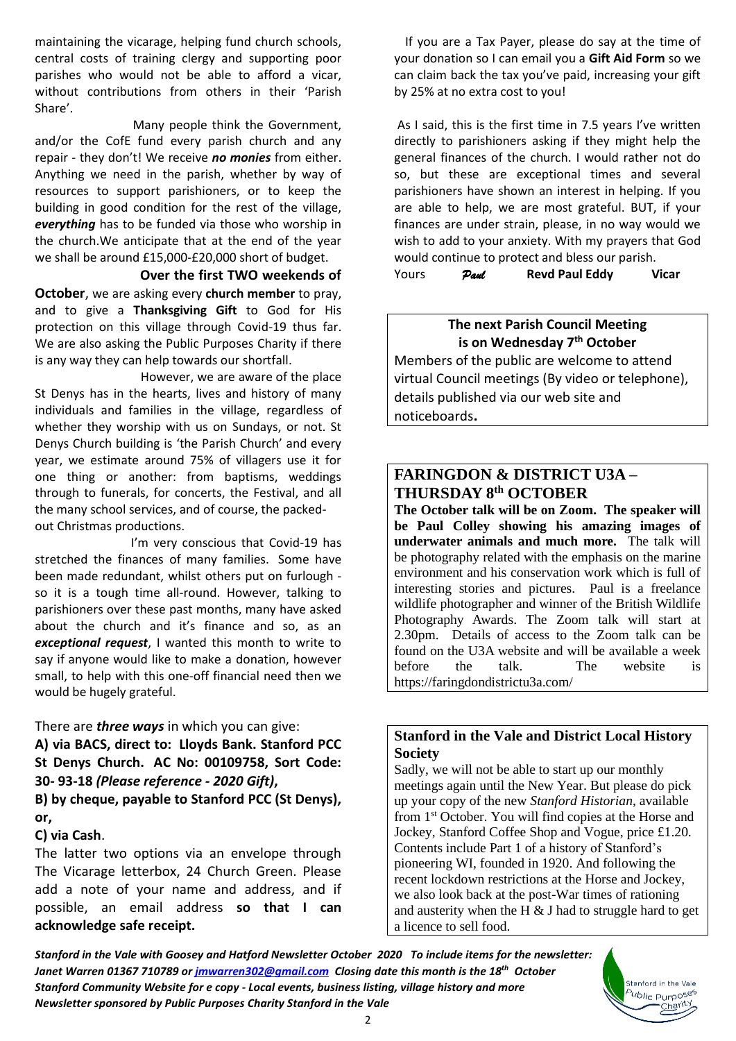maintaining the vicarage, helping fund church schools, central costs of training clergy and supporting poor parishes who would not be able to afford a vicar, without contributions from others in their 'Parish Share'.

Many people think the Government, and/or the CofE fund every parish church and any repair - they don't! We receive ***no monies*** from either. Anything we need in the parish, whether by way of resources to support parishioners, or to keep the building in good condition for the rest of the village, ***everything*** has to be funded via those who worship in the church.We anticipate that at the end of the year we shall be around £15,000-£20,000 short of budget.

**Over the first TWO weekends of October**, we are asking every **church member** to pray, and to give a **Thanksgiving Gift** to God for His protection on this village through Covid-19 thus far. We are also asking the Public Purposes Charity if there is any way they can help towards our shortfall.

However, we are aware of the place St Denys has in the hearts, lives and history of many individuals and families in the village, regardless of whether they worship with us on Sundays, or not. St Denys Church building is 'the Parish Church' and every year, we estimate around 75% of villagers use it for one thing or another: from baptisms, weddings through to funerals, for concerts, the Festival, and all the many school services, and of course, the packed-out Christmas productions.

I'm very conscious that Covid-19 has stretched the finances of many families. Some have been made redundant, whilst others put on furlough - so it is a tough time all-round. However, talking to parishioners over these past months, many have asked about the church and it's finance and so, as an ***exceptional request***, I wanted this month to write to say if anyone would like to make a donation, however small, to help with this one-off financial need then we would be hugely grateful.

There are ***three ways*** in which you can give:

**A) via BACS, direct to: Lloyds Bank. Stanford PCC St Denys Church. AC No: 00109758, Sort Code: 30- 93-18** ***(Please reference - 2020 Gift)*****,**

**B) by cheque, payable to Stanford PCC (St Denys), or,**

**C) via Cash**.

The latter two options via an envelope through The Vicarage letterbox, 24 Church Green. Please add a note of your name and address, and if possible, an email address **so that I can acknowledge safe receipt.**

If you are a Tax Payer, please do say at the time of your donation so I can email you a **Gift Aid Form** so we can claim back the tax you've paid, increasing your gift by 25% at no extra cost to you!

As I said, this is the first time in 7.5 years I've written directly to parishioners asking if they might help the general finances of the church. I would rather not do so, but these are exceptional times and several parishioners have shown an interest in helping. If you are able to help, we are most grateful. BUT, if your finances are under strain, please, in no way would we wish to add to your anxiety. With my prayers that God would continue to protect and bless our parish.

Yours *Paul* **Revd Paul Eddy** **Vicar**

**The next Parish Council Meeting is on Wednesday 7th October**

Members of the public are welcome to attend virtual Council meetings (By video or telephone), details published via our web site and noticeboards**.**

## FARINGDON & DISTRICT U3A – THURSDAY 8th OCTOBER

**The October talk will be on Zoom. The speaker will be Paul Colley showing his amazing images of underwater animals and much more.** The talk will be photography related with the emphasis on the marine environment and his conservation work which is full of interesting stories and pictures. Paul is a freelance wildlife photographer and winner of the British Wildlife Photography Awards. The Zoom talk will start at 2.30pm. Details of access to the Zoom talk can be found on the U3A website and will be available a week before the talk. The website is https://faringdondistrictu3a.com/

## Stanford in the Vale and District Local History Society

Sadly, we will not be able to start up our monthly meetings again until the New Year. But please do pick up your copy of the new *Stanford Historian*, available from 1st October. You will find copies at the Horse and Jockey, Stanford Coffee Shop and Vogue, price £1.20. Contents include Part 1 of a history of Stanford's pioneering WI, founded in 1920. And following the recent lockdown restrictions at the Horse and Jockey, we also look back at the post-War times of rationing and austerity when the H & J had to struggle hard to get a licence to sell food.

***Stanford in the Vale with Goosey and Hatford Newsletter October 2020 To include items for the newsletter: Janet Warren 01367 710789 or jmwarren302@gmail.com Closing date this month is the 18th October Stanford Community Website for e copy - Local events, business listing, village history and more Newsletter sponsored by Public Purposes Charity Stanford in the Vale***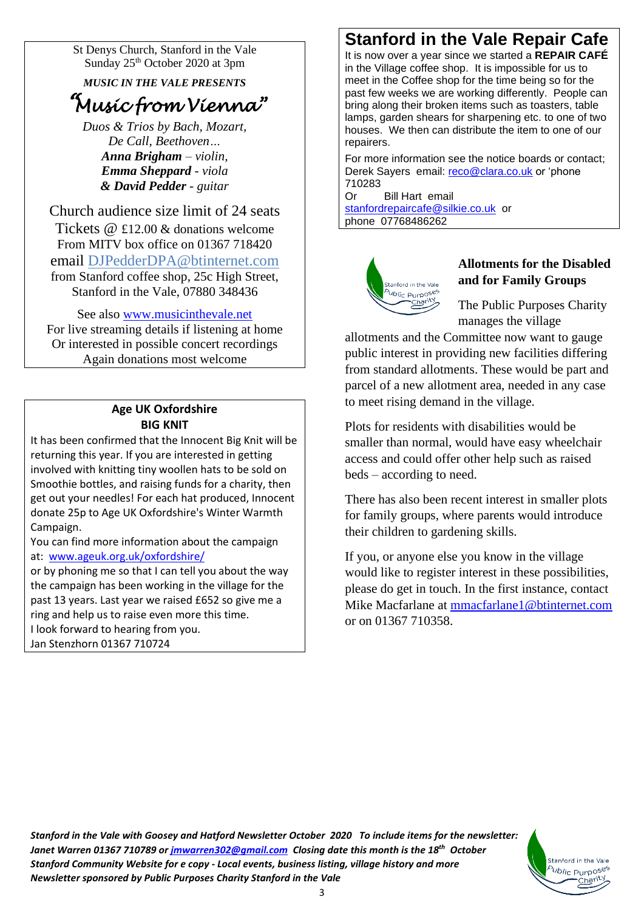St Denys Church, Stanford in the Vale
Sunday 25th October 2020 at 3pm

***MUSIC IN THE VALE PRESENTS***

# *"Music from Vienna"*

*Duos & Trios by Bach, Mozart, De Call, Beethoven…*
***Anna Brigham** – violin,*
***Emma Sheppard** - viola*
***& David Pedder** - guitar*

Church audience size limit of 24 seats
Tickets @ £12.00 & donations welcome
From MITV box office on 01367 718420
email DJPedderDPA@btinternet.com
from Stanford coffee shop, 25c High Street, Stanford in the Vale, 07880 348436

See also www.musicinthevale.net
For live streaming details if listening at home
Or interested in possible concert recordings
Again donations most welcome

## Age UK Oxfordshire
## BIG KNIT

It has been confirmed that the Innocent Big Knit will be returning this year. If you are interested in getting involved with knitting tiny woollen hats to be sold on Smoothie bottles, and raising funds for a charity, then get out your needles! For each hat produced, Innocent donate 25p to Age UK Oxfordshire's Winter Warmth Campaign.

You can find more information about the campaign at: www.ageuk.org.uk/oxfordshire/
or by phoning me so that I can tell you about the way the campaign has been working in the village for the past 13 years. Last year we raised £652 so give me a ring and help us to raise even more this time.
I look forward to hearing from you.
Jan Stenzhorn 01367 710724

# Stanford in the Vale Repair Cafe

It is now over a year since we started a **REPAIR CAFÉ** in the Village coffee shop. It is impossible for us to meet in the Coffee shop for the time being so for the past few weeks we are working differently. People can bring along their broken items such as toasters, table lamps, garden shears for sharpening etc. to one of two houses. We then can distribute the item to one of our repairers.

For more information see the notice boards or contact;
Derek Sayers email: reco@clara.co.uk or 'phone 710283
Or Bill Hart email stanfordrepaircafe@silkie.co.uk or phone 07768486262

## Allotments for the Disabled and for Family Groups

The Public Purposes Charity manages the village allotments and the Committee now want to gauge public interest in providing new facilities differing from standard allotments. These would be part and parcel of a new allotment area, needed in any case to meet rising demand in the village.

Plots for residents with disabilities would be smaller than normal, would have easy wheelchair access and could offer other help such as raised beds – according to need.

There has also been recent interest in smaller plots for family groups, where parents would introduce their children to gardening skills.

If you, or anyone else you know in the village would like to register interest in these possibilities, please do get in touch. In the first instance, contact Mike Macfarlane at mmacfarlane1@btinternet.com or on 01367 710358.

***Stanford in the Vale with Goosey and Hatford Newsletter October 2020 To include items for the newsletter: Janet Warren 01367 710789 or jmwarren302@gmail.com Closing date this month is the 18th October***
***Stanford Community Website for e copy - Local events, business listing, village history and more***
***Newsletter sponsored by Public Purposes Charity Stanford in the Vale***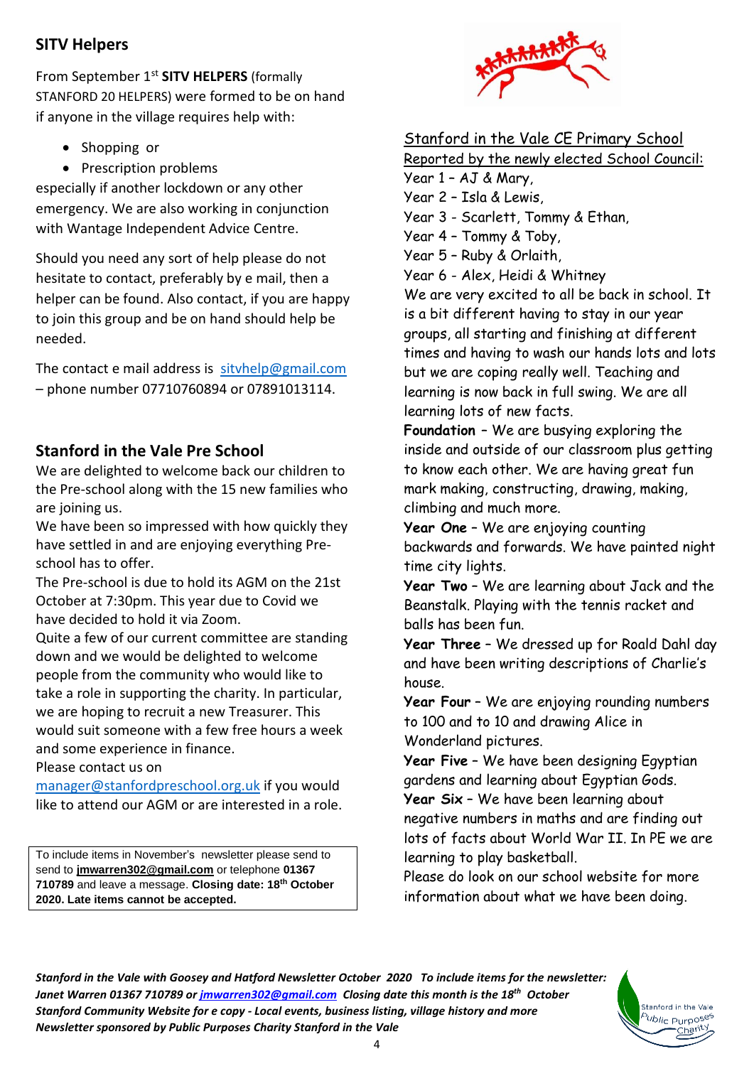## SITV Helpers

From September 1st **SITV HELPERS** (formally STANFORD 20 HELPERS) were formed to be on hand if anyone in the village requires help with:

- Shopping or
- Prescription problems

especially if another lockdown or any other emergency. We are also working in conjunction with Wantage Independent Advice Centre.

Should you need any sort of help please do not hesitate to contact, preferably by e mail, then a helper can be found. Also contact, if you are happy to join this group and be on hand should help be needed.

The contact e mail address is sitvhelp@gmail.com – phone number 07710760894 or 07891013114.

## Stanford in the Vale Pre School

We are delighted to welcome back our children to the Pre-school along with the 15 new families who are joining us.

We have been so impressed with how quickly they have settled in and are enjoying everything Pre-school has to offer.

The Pre-school is due to hold its AGM on the 21st October at 7:30pm. This year due to Covid we have decided to hold it via Zoom.

Quite a few of our current committee are standing down and we would be delighted to welcome people from the community who would like to take a role in supporting the charity. In particular, we are hoping to recruit a new Treasurer. This would suit someone with a few free hours a week and some experience in finance.

Please contact us on manager@stanfordpreschool.org.uk if you would like to attend our AGM or are interested in a role.

To include items in November's newsletter please send to send to **jmwarren302@gmail.com** or telephone **01367 710789** and leave a message. **Closing date: 18th October 2020. Late items cannot be accepted.**

## Stanford in the Vale CE Primary School

Reported by the newly elected School Council:

Year 1 – AJ & Mary,
Year 2 – Isla & Lewis,
Year 3 - Scarlett, Tommy & Ethan,
Year 4 – Tommy & Toby,
Year 5 – Ruby & Orlaith,
Year 6 - Alex, Heidi & Whitney

We are very excited to all be back in school. It is a bit different having to stay in our year groups, all starting and finishing at different times and having to wash our hands lots and lots but we are coping really well. Teaching and learning is now back in full swing. We are all learning lots of new facts.

**Foundation** – We are busying exploring the inside and outside of our classroom plus getting to know each other. We are having great fun mark making, constructing, drawing, making, climbing and much more.

**Year One** – We are enjoying counting backwards and forwards. We have painted night time city lights.

**Year Two** – We are learning about Jack and the Beanstalk. Playing with the tennis racket and balls has been fun.

**Year Three** – We dressed up for Roald Dahl day and have been writing descriptions of Charlie's house.

**Year Four** – We are enjoying rounding numbers to 100 and to 10 and drawing Alice in Wonderland pictures.

**Year Five** – We have been designing Egyptian gardens and learning about Egyptian Gods.

**Year Six** – We have been learning about negative numbers in maths and are finding out lots of facts about World War II. In PE we are learning to play basketball.

Please do look on our school website for more information about what we have been doing.

***Stanford in the Vale with Goosey and Hatford Newsletter October 2020 To include items for the newsletter: Janet Warren 01367 710789 or jmwarren302@gmail.com Closing date this month is the 18th October***
***Stanford Community Website for e copy - Local events, business listing, village history and more***
***Newsletter sponsored by Public Purposes Charity Stanford in the Vale***